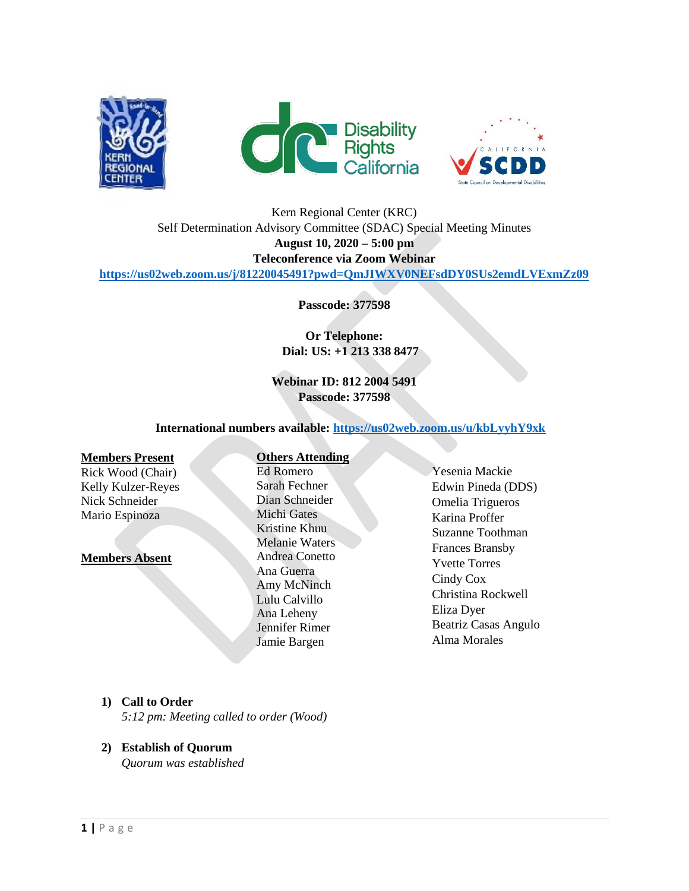Kern Regional Center (KRC)
Self Determination Advisory Committee (SDAC) Special Meeting Minutes
**August 10, 2020 – 5:00 pm**
**Teleconference via Zoom Webinar**
**https://us02web.zoom.us/j/81220045491?pwd=QmJIWXV0NEFsdDY0SUs2emdLVExmZz09**

**Passcode: 377598**

**Or Telephone:**
**Dial: US: +1 213 338 8477**

**Webinar ID: 812 2004 5491**
**Passcode: 377598**

**International numbers available: https://us02web.zoom.us/u/kbLyyhY9xk**

**Members Present**
Rick Wood (Chair)
Kelly Kulzer-Reyes
Nick Schneider
Mario Espinoza

**Members Absent**

**Others Attending**
Ed Romero
Sarah Fechner
Dian Schneider
Michi Gates
Kristine Khuu
Melanie Waters
Andrea Conetto
Ana Guerra
Amy McNinch
Lulu Calvillo
Ana Leheny
Jennifer Rimer
Jamie Bargen
Yesenia Mackie
Edwin Pineda (DDS)
Omelia Trigueros
Karina Proffer
Suzanne Toothman
Frances Bransby
Yvette Torres
Cindy Cox
Christina Rockwell
Eliza Dyer
Beatriz Casas Angulo
Alma Morales

1) **Call to Order**
*5:12 pm: Meeting called to order (Wood)*

2) **Establish of Quorum**
*Quorum was established*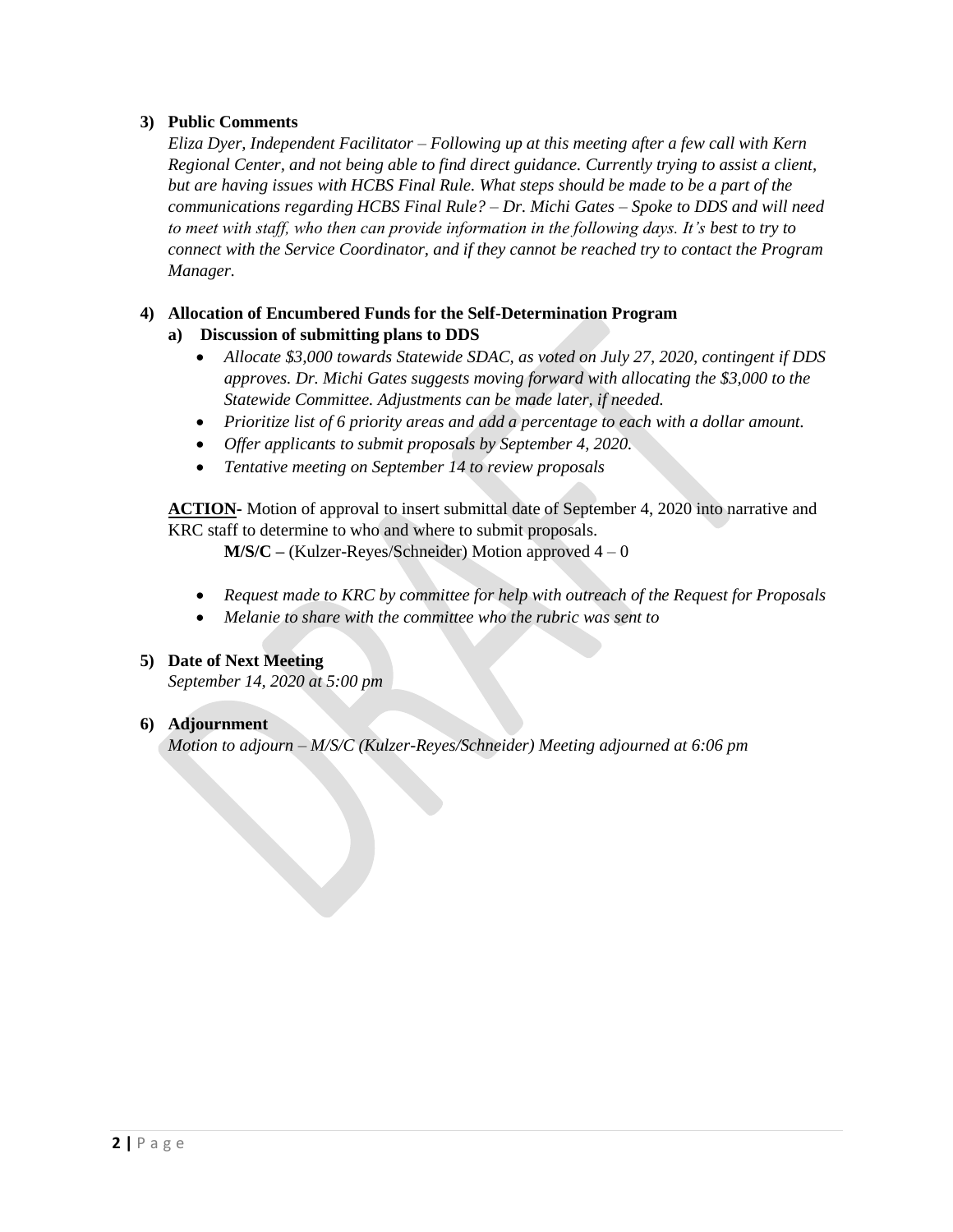**3) Public Comments**

*Eliza Dyer, Independent Facilitator – Following up at this meeting after a few call with Kern Regional Center, and not being able to find direct guidance. Currently trying to assist a client, but are having issues with HCBS Final Rule. What steps should be made to be a part of the communications regarding HCBS Final Rule? – Dr. Michi Gates – Spoke to DDS and will need to meet with staff, who then can provide information in the following days. It's best to try to connect with the Service Coordinator, and if they cannot be reached try to contact the Program Manager.*

**4) Allocation of Encumbered Funds for the Self-Determination Program**

**a) Discussion of submitting plans to DDS**

- *Allocate $3,000 towards Statewide SDAC, as voted on July 27, 2020, contingent if DDS approves. Dr. Michi Gates suggests moving forward with allocating the $3,000 to the Statewide Committee. Adjustments can be made later, if needed.*
- *Prioritize list of 6 priority areas and add a percentage to each with a dollar amount.*
- *Offer applicants to submit proposals by September 4, 2020.*
- *Tentative meeting on September 14 to review proposals*

**ACTION**- Motion of approval to insert submittal date of September 4, 2020 into narrative and KRC staff to determine to who and where to submit proposals.

**M/S/C –** (Kulzer-Reyes/Schneider) Motion approved 4 – 0

- *Request made to KRC by committee for help with outreach of the Request for Proposals*
- *Melanie to share with the committee who the rubric was sent to*

**5) Date of Next Meeting**

*September 14, 2020 at 5:00 pm*

**6) Adjournment**

*Motion to adjourn – M/S/C (Kulzer-Reyes/Schneider) Meeting adjourned at 6:06 pm*